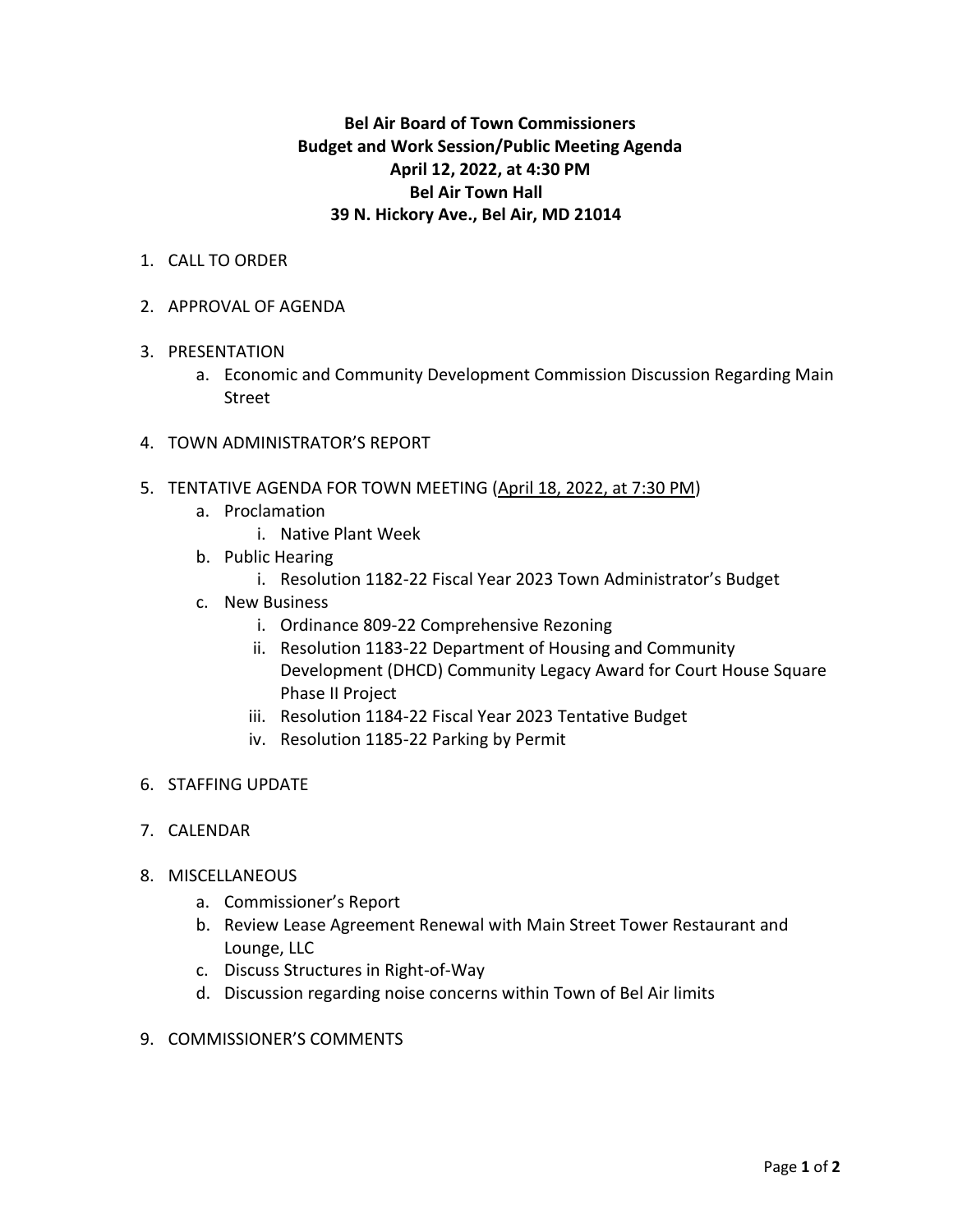**Bel Air Board of Town Commissioners**
**Budget and Work Session/Public Meeting Agenda**
**April 12, 2022, at 4:30 PM**
**Bel Air Town Hall**
**39 N. Hickory Ave., Bel Air, MD 21014**

1. CALL TO ORDER

2. APPROVAL OF AGENDA

3. PRESENTATION
   a. Economic and Community Development Commission Discussion Regarding Main Street

4. TOWN ADMINISTRATOR'S REPORT

5. TENTATIVE AGENDA FOR TOWN MEETING (<u>April 18, 2022, at 7:30 PM</u>)
   a. Proclamation
      i. Native Plant Week
   b. Public Hearing
      i. Resolution 1182-22 Fiscal Year 2023 Town Administrator's Budget
   c. New Business
      i. Ordinance 809-22 Comprehensive Rezoning
      ii. Resolution 1183-22 Department of Housing and Community Development (DHCD) Community Legacy Award for Court House Square Phase II Project
      iii. Resolution 1184-22 Fiscal Year 2023 Tentative Budget
      iv. Resolution 1185-22 Parking by Permit

6. STAFFING UPDATE

7. CALENDAR

8. MISCELLANEOUS
   a. Commissioner's Report
   b. Review Lease Agreement Renewal with Main Street Tower Restaurant and Lounge, LLC
   c. Discuss Structures in Right-of-Way
   d. Discussion regarding noise concerns within Town of Bel Air limits

9. COMMISSIONER'S COMMENTS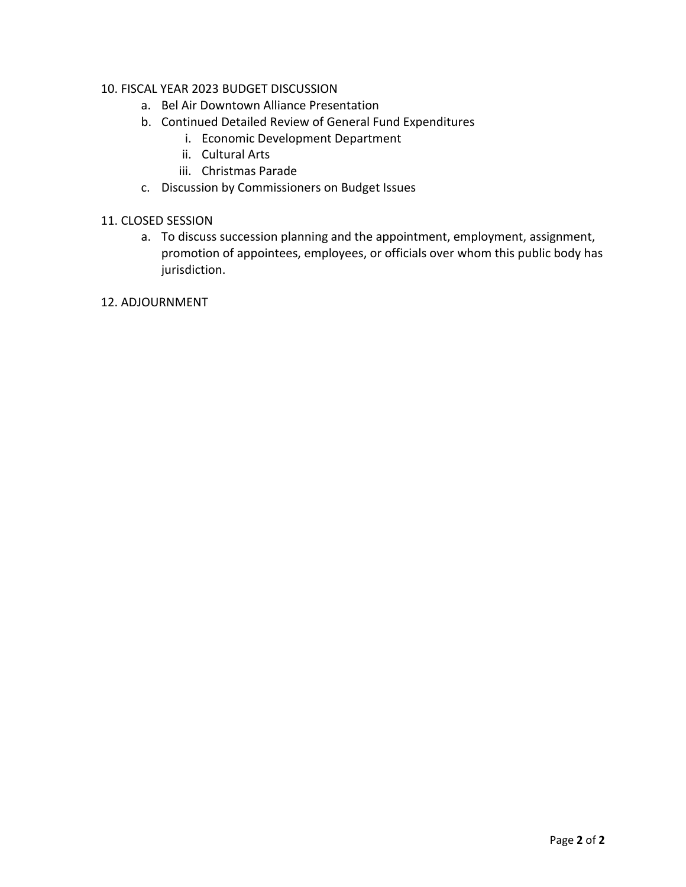10. FISCAL YEAR 2023 BUDGET DISCUSSION
    a. Bel Air Downtown Alliance Presentation
    b. Continued Detailed Review of General Fund Expenditures
        i. Economic Development Department
        ii. Cultural Arts
        iii. Christmas Parade
    c. Discussion by Commissioners on Budget Issues

11. CLOSED SESSION
    a. To discuss succession planning and the appointment, employment, assignment, promotion of appointees, employees, or officials over whom this public body has jurisdiction.

12. ADJOURNMENT